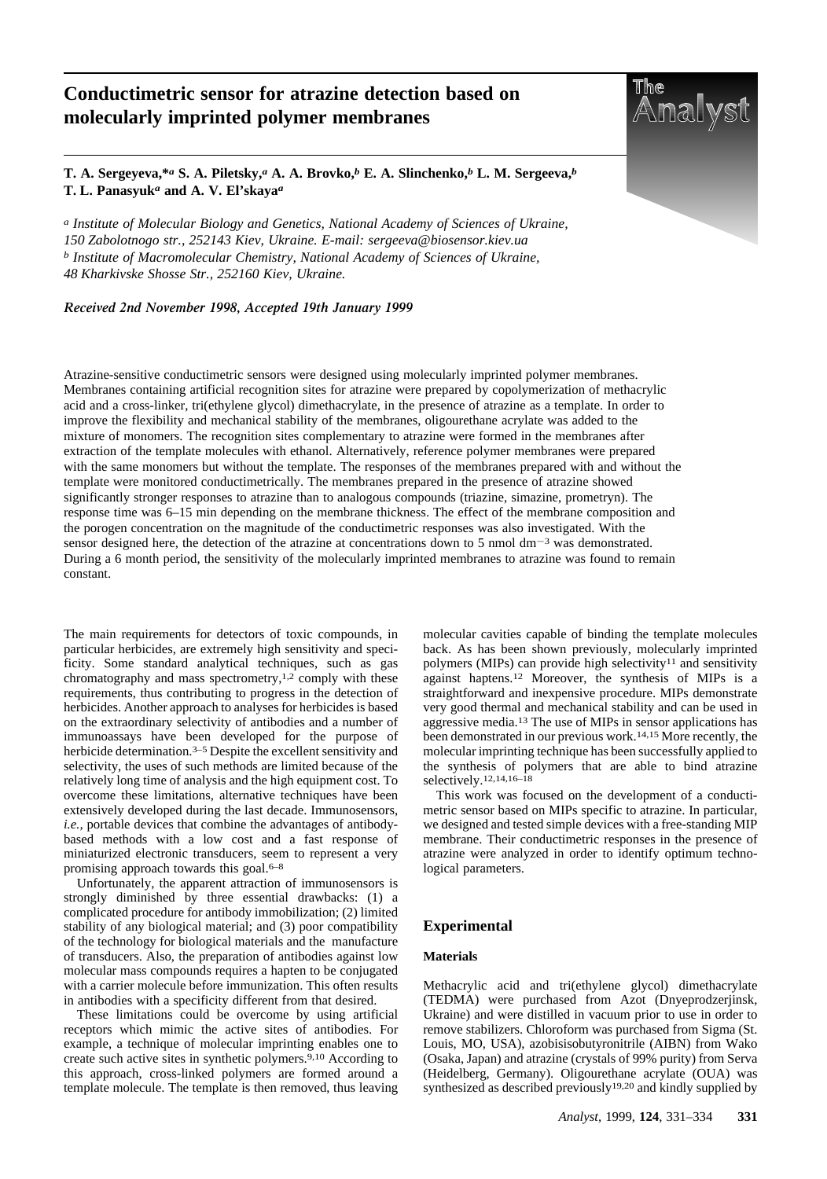# Conductimetric sensor for atrazine detection based on molecularly imprinted polymer membranes

**T. A. Sergeyeva,*[a] S. A. Piletsky,[a] A. A. Brovko,[b] E. A. Slinchenko,[b] L. M. Sergeeva,[b] T. L. Panasyuk[a] and A. V. El'skaya[a]**

[a] *Institute of Molecular Biology and Genetics, National Academy of Sciences of Ukraine, 150 Zabolotnogo str., 252143 Kiev, Ukraine. E-mail: sergeeva@biosensor.kiev.ua*

[b] *Institute of Macromolecular Chemistry, National Academy of Sciences of Ukraine, 48 Kharkivske Shosse Str., 252160 Kiev, Ukraine.*

*Received 2nd November 1998, Accepted 19th January 1999*

Atrazine-sensitive conductimetric sensors were designed using molecularly imprinted polymer membranes. Membranes containing artificial recognition sites for atrazine were prepared by copolymerization of methacrylic acid and a cross-linker, tri(ethylene glycol) dimethacrylate, in the presence of atrazine as a template. In order to improve the flexibility and mechanical stability of the membranes, oligourethane acrylate was added to the mixture of monomers. The recognition sites complementary to atrazine were formed in the membranes after extraction of the template molecules with ethanol. Alternatively, reference polymer membranes were prepared with the same monomers but without the template. The responses of the membranes prepared with and without the template were monitored conductimetrically. The membranes prepared in the presence of atrazine showed significantly stronger responses to atrazine than to analogous compounds (triazine, simazine, prometryn). The response time was 6–15 min depending on the membrane thickness. The effect of the membrane composition and the porogen concentration on the magnitude of the conductimetric responses was also investigated. With the sensor designed here, the detection of the atrazine at concentrations down to 5 nmol $dm^{-3}$ was demonstrated. During a 6 month period, the sensitivity of the molecularly imprinted membranes to atrazine was found to remain constant.

The main requirements for detectors of toxic compounds, in particular herbicides, are extremely high sensitivity and specificity. Some standard analytical techniques, such as gas chromatography and mass spectrometry,[1,2] comply with these requirements, thus contributing to progress in the detection of herbicides. Another approach to analyses for herbicides is based on the extraordinary selectivity of antibodies and a number of immunoassays have been developed for the purpose of herbicide determination.[3–5] Despite the excellent sensitivity and selectivity, the uses of such methods are limited because of the relatively long time of analysis and the high equipment cost. To overcome these limitations, alternative techniques have been extensively developed during the last decade. Immunosensors, *i.e.*, portable devices that combine the advantages of antibody-based methods with a low cost and a fast response of miniaturized electronic transducers, seem to represent a very promising approach towards this goal.[6–8]

Unfortunately, the apparent attraction of immunosensors is strongly diminished by three essential drawbacks: (1) a complicated procedure for antibody immobilization; (2) limited stability of any biological material; and (3) poor compatibility of the technology for biological materials and the manufacture of transducers. Also, the preparation of antibodies against low molecular mass compounds requires a hapten to be conjugated with a carrier molecule before immunization. This often results in antibodies with a specificity different from that desired.

These limitations could be overcome by using artificial receptors which mimic the active sites of antibodies. For example, a technique of molecular imprinting enables one to create such active sites in synthetic polymers.[9,10] According to this approach, cross-linked polymers are formed around a template molecule. The template is then removed, thus leaving molecular cavities capable of binding the template molecules back. As has been shown previously, molecularly imprinted polymers (MIPs) can provide high selectivity[11] and sensitivity against haptens.[12] Moreover, the synthesis of MIPs is a straightforward and inexpensive procedure. MIPs demonstrate very good thermal and mechanical stability and can be used in aggressive media.[13] The use of MIPs in sensor applications has been demonstrated in our previous work.[14,15] More recently, the molecular imprinting technique has been successfully applied to the synthesis of polymers that are able to bind atrazine selectively.[12,14,16–18]

This work was focused on the development of a conductimetric sensor based on MIPs specific to atrazine. In particular, we designed and tested simple devices with a free-standing MIP membrane. Their conductimetric responses in the presence of atrazine were analyzed in order to identify optimum technological parameters.

## Experimental

### Materials

Methacrylic acid and tri(ethylene glycol) dimethacrylate (TEDMA) were purchased from Azot (Dnyeprodzerjinsk, Ukraine) and were distilled in vacuum prior to use in order to remove stabilizers. Chloroform was purchased from Sigma (St. Louis, MO, USA), azobisisobutyronitrile (AIBN) from Wako (Osaka, Japan) and atrazine (crystals of 99% purity) from Serva (Heidelberg, Germany). Oligourethane acrylate (OUA) was synthesized as described previously[19,20] and kindly supplied by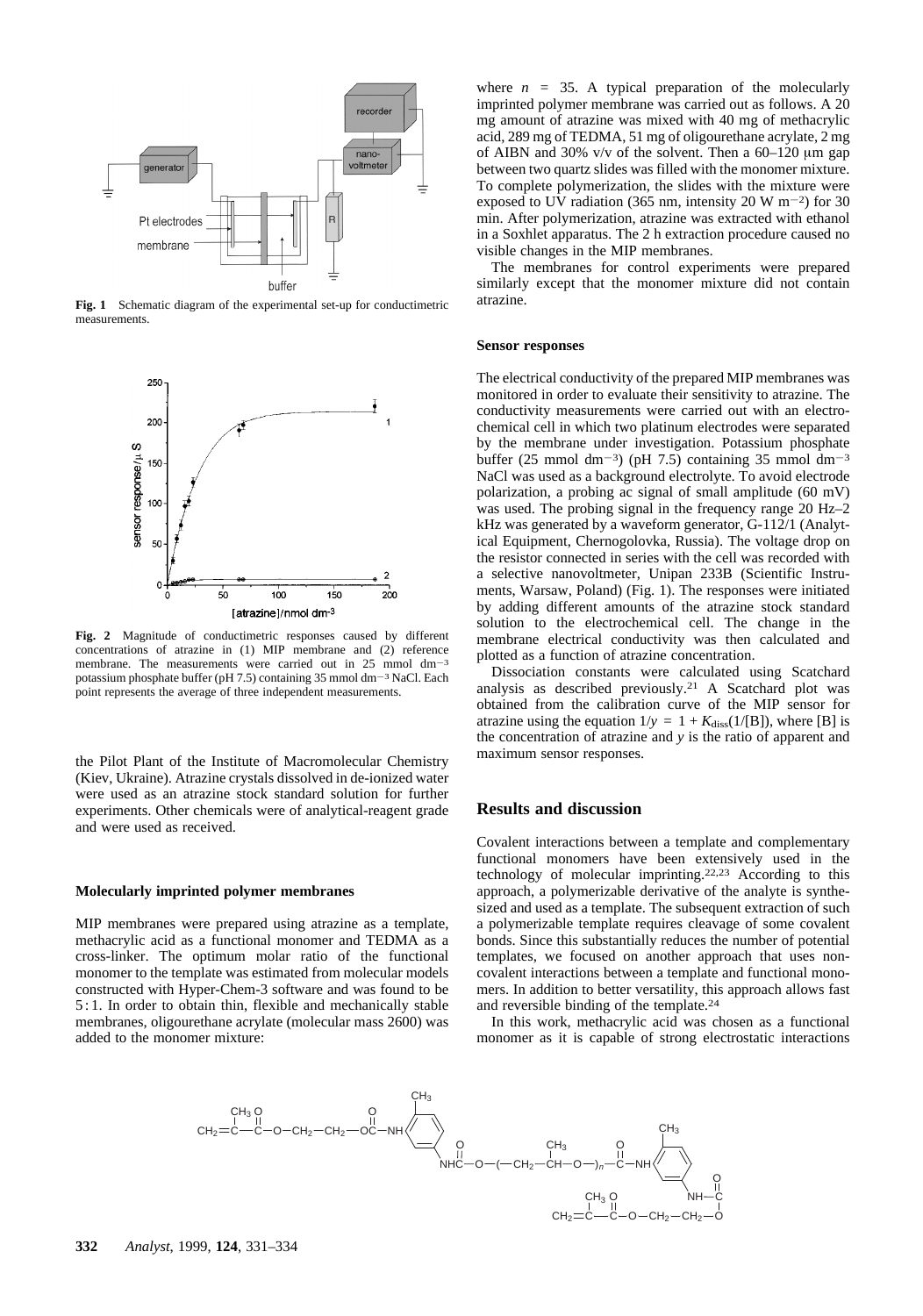Fig. 1 Schematic diagram of the experimental set-up for conductimetric measurements.

Fig. 2 Magnitude of conductimetric responses caused by different concentrations of atrazine in (1) MIP membrane and (2) reference membrane. The measurements were carried out in 25 mmol $dm^{-3}$ potassium phosphate buffer (pH 7.5) containing 35 mmol $dm^{-3}$ NaCl. Each point represents the average of three independent measurements.

the Pilot Plant of the Institute of Macromolecular Chemistry (Kiev, Ukraine). Atrazine crystals dissolved in de-ionized water were used as an atrazine stock standard solution for further experiments. Other chemicals were of analytical-reagent grade and were used as received.

### Molecularly imprinted polymer membranes

MIP membranes were prepared using atrazine as a template, methacrylic acid as a functional monomer and TEDMA as a cross-linker. The optimum molar ratio of the functional monomer to the template was estimated from molecular models constructed with Hyper-Chem-3 software and was found to be 5 : 1. In order to obtain thin, flexible and mechanically stable membranes, oligourethane acrylate (molecular mass 2600) was added to the monomer mixture:

where $n = 35$. A typical preparation of the molecularly imprinted polymer membrane was carried out as follows. A 20 mg amount of atrazine was mixed with 40 mg of methacrylic acid, 289 mg of TEDMA, 51 mg of oligourethane acrylate, 2 mg of AIBN and 30% v/v of the solvent. Then a 60–120 μm gap between two quartz slides was filled with the monomer mixture. To complete polymerization, the slides with the mixture were exposed to UV radiation (365 nm, intensity 20 W $m^{-2}$) for 30 min. After polymerization, atrazine was extracted with ethanol in a Soxhlet apparatus. The 2 h extraction procedure caused no visible changes in the MIP membranes.

The membranes for control experiments were prepared similarly except that the monomer mixture did not contain atrazine.

### Sensor responses

The electrical conductivity of the prepared MIP membranes was monitored in order to evaluate their sensitivity to atrazine. The conductivity measurements were carried out with an electrochemical cell in which two platinum electrodes were separated by the membrane under investigation. Potassium phosphate buffer (25 mmol $dm^{-3}$) (pH 7.5) containing 35 mmol $dm^{-3}$ NaCl was used as a background electrolyte. To avoid electrode polarization, a probing ac signal of small amplitude (60 mV) was used. The probing signal in the frequency range 20 Hz–2 kHz was generated by a waveform generator, G-112/1 (Analytical Equipment, Chernogolovka, Russia). The voltage drop on the resistor connected in series with the cell was recorded with a selective nanovoltmeter, Unipan 233B (Scientific Instruments, Warsaw, Poland) (Fig. 1). The responses were initiated by adding different amounts of the atrazine stock standard solution to the electrochemical cell. The change in the membrane electrical conductivity was then calculated and plotted as a function of atrazine concentration.

Dissociation constants were calculated using Scatchard analysis as described previously.[21] A Scatchard plot was obtained from the calibration curve of the MIP sensor for atrazine using the equation $1/y = 1 + K_{diss}(1/[B])$, where [B] is the concentration of atrazine and $y$ is the ratio of apparent and maximum sensor responses.

## Results and discussion

Covalent interactions between a template and complementary functional monomers have been extensively used in the technology of molecular imprinting.[22,23] According to this approach, a polymerizable derivative of the analyte is synthesized and used as a template. The subsequent extraction of such a polymerizable template requires cleavage of some covalent bonds. Since this substantially reduces the number of potential templates, we focused on another approach that uses non-covalent interactions between a template and functional monomers. In addition to better versatility, this approach allows fast and reversible binding of the template.[24]

In this work, methacrylic acid was chosen as a functional monomer as it is capable of strong electrostatic interactions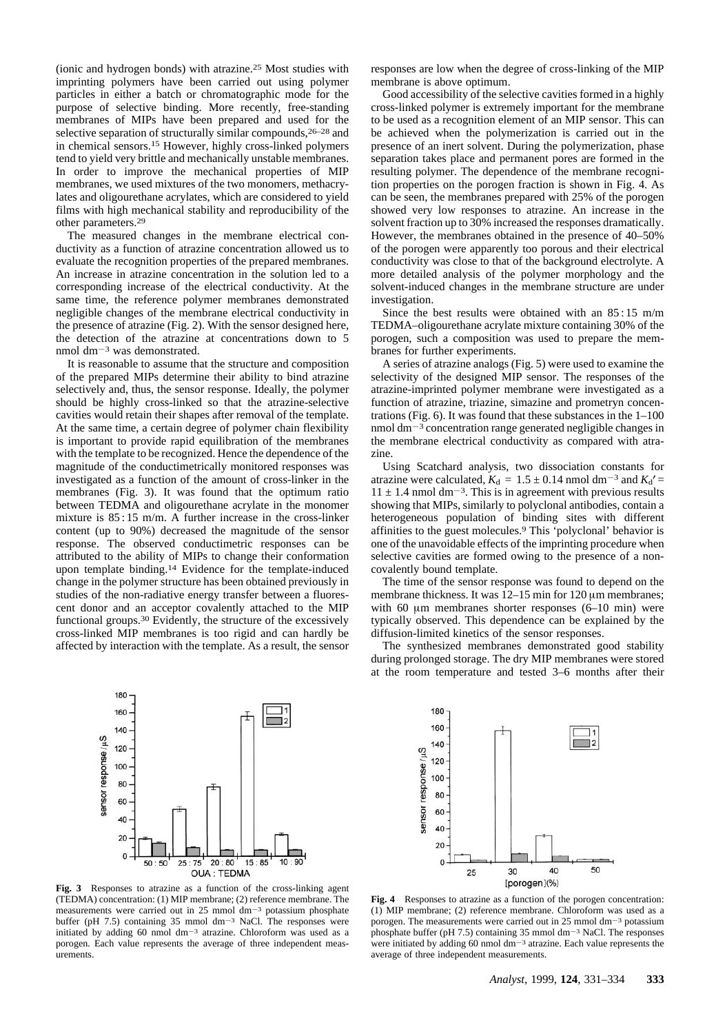(ionic and hydrogen bonds) with atrazine.[25] Most studies with imprinting polymers have been carried out using polymer particles in either a batch or chromatographic mode for the purpose of selective binding. More recently, free-standing membranes of MIPs have been prepared and used for the selective separation of structurally similar compounds,[26–28] and in chemical sensors.[15] However, highly cross-linked polymers tend to yield very brittle and mechanically unstable membranes. In order to improve the mechanical properties of MIP membranes, we used mixtures of the two monomers, methacrylates and oligourethane acrylates, which are considered to yield films with high mechanical stability and reproducibility of the other parameters.[29]

The measured changes in the membrane electrical conductivity as a function of atrazine concentration allowed us to evaluate the recognition properties of the prepared membranes. An increase in atrazine concentration in the solution led to a corresponding increase of the electrical conductivity. At the same time, the reference polymer membranes demonstrated negligible changes of the membrane electrical conductivity in the presence of atrazine (Fig. 2). With the sensor designed here, the detection of the atrazine at concentrations down to 5 nmol dm$^{-3}$ was demonstrated.

It is reasonable to assume that the structure and composition of the prepared MIPs determine their ability to bind atrazine selectively and, thus, the sensor response. Ideally, the polymer should be highly cross-linked so that the atrazine-selective cavities would retain their shapes after removal of the template. At the same time, a certain degree of polymer chain flexibility is important to provide rapid equilibration of the membranes with the template to be recognized. Hence the dependence of the magnitude of the conductimetrically monitored responses was investigated as a function of the amount of cross-linker in the membranes (Fig. 3). It was found that the optimum ratio between TEDMA and oligourethane acrylate in the monomer mixture is 85 : 15 m/m. A further increase in the cross-linker content (up to 90%) decreased the magnitude of the sensor response. The observed conductimetric responses can be attributed to the ability of MIPs to change their conformation upon template binding.[14] Evidence for the template-induced change in the polymer structure has been obtained previously in studies of the non-radiative energy transfer between a fluorescent donor and an acceptor covalently attached to the MIP functional groups.[30] Evidently, the structure of the excessively cross-linked MIP membranes is too rigid and can hardly be affected by interaction with the template. As a result, the sensor responses are low when the degree of cross-linking of the MIP membrane is above optimum.

Good accessibility of the selective cavities formed in a highly cross-linked polymer is extremely important for the membrane to be used as a recognition element of an MIP sensor. This can be achieved when the polymerization is carried out in the presence of an inert solvent. During the polymerization, phase separation takes place and permanent pores are formed in the resulting polymer. The dependence of the membrane recognition properties on the porogen fraction is shown in Fig. 4. As can be seen, the membranes prepared with 25% of the porogen showed very low responses to atrazine. An increase in the solvent fraction up to 30% increased the responses dramatically. However, the membranes obtained in the presence of 40–50% of the porogen were apparently too porous and their electrical conductivity was close to that of the background electrolyte. A more detailed analysis of the polymer morphology and the solvent-induced changes in the membrane structure are under investigation.

Since the best results were obtained with an 85 : 15 m/m TEDMA–oligourethane acrylate mixture containing 30% of the porogen, such a composition was used to prepare the membranes for further experiments.

A series of atrazine analogs (Fig. 5) were used to examine the selectivity of the designed MIP sensor. The responses of the atrazine-imprinted polymer membrane were investigated as a function of atrazine, triazine, simazine and prometryn concentrations (Fig. 6). It was found that these substances in the 1–100 nmol dm$^{-3}$ concentration range generated negligible changes in the membrane electrical conductivity as compared with atrazine.

Using Scatchard analysis, two dissociation constants for atrazine were calculated, $K_d = 1.5 \pm 0.14$ nmol dm$^{-3}$ and $K_d' = 11 \pm 1.4$ nmol dm$^{-3}$. This is in agreement with previous results showing that MIPs, similarly to polyclonal antibodies, contain a heterogeneous population of binding sites with different affinities to the guest molecules.[9] This 'polyclonal' behavior is one of the unavoidable effects of the imprinting procedure when selective cavities are formed owing to the presence of a non-covalently bound template.

The time of the sensor response was found to depend on the membrane thickness. It was 12–15 min for 120 μm membranes; with 60 μm membranes shorter responses (6–10 min) were typically observed. This dependence can be explained by the diffusion-limited kinetics of the sensor responses.

The synthesized membranes demonstrated good stability during prolonged storage. The dry MIP membranes were stored at the room temperature and tested 3–6 months after their

**Fig. 3** Responses to atrazine as a function of the cross-linking agent (TEDMA) concentration: (1) MIP membrane; (2) reference membrane. The measurements were carried out in 25 mmol dm$^{-3}$ potassium phosphate buffer (pH 7.5) containing 35 mmol dm$^{-3}$ NaCl. The responses were initiated by adding 60 nmol dm$^{-3}$ atrazine. Chloroform was used as a porogen. Each value represents the average of three independent measurements.

**Fig. 4** Responses to atrazine as a function of the porogen concentration: (1) MIP membrane; (2) reference membrane. Chloroform was used as a porogen. The measurements were carried out in 25 mmol dm$^{-3}$ potassium phosphate buffer (pH 7.5) containing 35 mmol dm$^{-3}$ NaCl. The responses were initiated by adding 60 nmol dm$^{-3}$ atrazine. Each value represents the average of three independent measurements.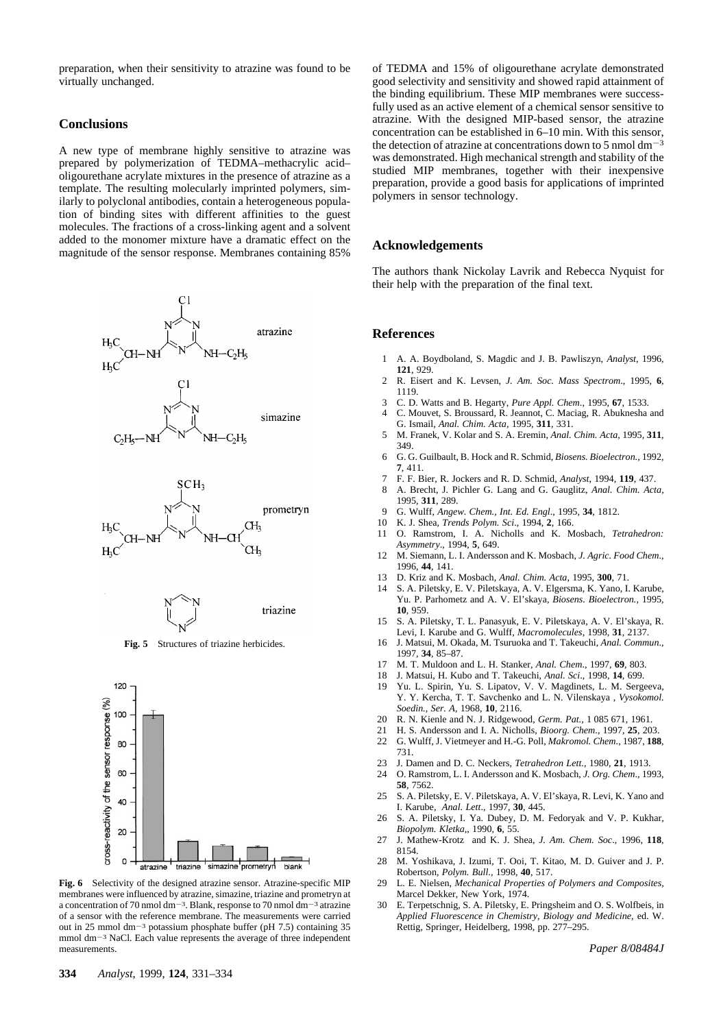preparation, when their sensitivity to atrazine was found to be virtually unchanged.

## Conclusions

A new type of membrane highly sensitive to atrazine was prepared by polymerization of TEDMA–methacrylic acid–oligourethane acrylate mixtures in the presence of atrazine as a template. The resulting molecularly imprinted polymers, similarly to polyclonal antibodies, contain a heterogeneous population of binding sites with different affinities to the guest molecules. The fractions of a cross-linking agent and a solvent added to the monomer mixture have a dramatic effect on the magnitude of the sensor response. Membranes containing 85% of TEDMA and 15% of oligourethane acrylate demonstrated good selectivity and sensitivity and showed rapid attainment of the binding equilibrium. These MIP membranes were successfully used as an active element of a chemical sensor sensitive to atrazine. With the designed MIP-based sensor, the atrazine concentration can be established in 6–10 min. With this sensor, the detection of atrazine at concentrations down to 5 nmol $dm^{-3}$ was demonstrated. High mechanical strength and stability of the studied MIP membranes, together with their inexpensive preparation, provide a good basis for applications of imprinted polymers in sensor technology.

atrazine

simazine

prometryn

triazine

**Fig. 5** Structures of triazine herbicides.

120
100
80
60
40
20
0
cross-reactivity of the sensor response (%)
atrazine triazine simazine prometryn blank

**Fig. 6** Selectivity of the designed atrazine sensor. Atrazine-specific MIP membranes were influenced by atrazine, simazine, triazine and prometryn at a concentration of 70 nmol $dm^{-3}$. Blank, response to 70 nmol $dm^{-3}$ atrazine of a sensor with the reference membrane. The measurements were carried out in 25 mmol $dm^{-3}$ potassium phosphate buffer (pH 7.5) containing 35 mmol $dm^{-3}$ NaCl. Each value represents the average of three independent measurements.

## Acknowledgements

The authors thank Nickolay Lavrik and Rebecca Nyquist for their help with the preparation of the final text.

## References

1. A. A. Boydboland, S. Magdic and J. B. Pawliszyn, *Analyst*, 1996, **121**, 929.
2. R. Eisert and K. Levsen, *J. Am. Soc. Mass Spectrom.*, 1995, **6**, 1119.
3. C. D. Watts and B. Hegarty, *Pure Appl. Chem.*, 1995, **67**, 1533.
4. C. Mouvet, S. Broussard, R. Jeannot, C. Maciag, R. Abuknesha and G. Ismail, *Anal. Chim. Acta*, 1995, **311**, 331.
5. M. Franek, V. Kolar and S. A. Eremin, *Anal. Chim. Acta*, 1995, **311**, 349.
6. G. G. Guilbault, B. Hock and R. Schmid, *Biosens. Bioelectron.*, 1992, **7**, 411.
7. F. F. Bier, R. Jockers and R. D. Schmid, *Analyst*, 1994, **119**, 437.
8. A. Brecht, J. Pichler G. Lang and G. Gauglitz, *Anal. Chim. Acta*, 1995, **311**, 289.
9. G. Wulff, *Angew. Chem., Int. Ed. Engl.*, 1995, **34**, 1812.
10. K. J. Shea, *Trends Polym. Sci.*, 1994, **2**, 166.
11. O. Ramstrom, I. A. Nicholls and K. Mosbach, *Tetrahedron: Asymmetry*., 1994, **5**, 649.
12. M. Siemann, L. I. Andersson and K. Mosbach, *J. Agric. Food Chem.*, 1996, **44**, 141.
13. D. Kriz and K. Mosbach, *Anal. Chim. Acta*, 1995, **300**, 71.
14. S. A. Piletsky, E. V. Piletskaya, A. V. Elgersma, K. Yano, I. Karube, Yu. P. Parhometz and A. V. El'skaya, *Biosens. Bioelectron.*, 1995, **10**, 959.
15. S. A. Piletsky, T. L. Panasyuk, E. V. Piletskaya, A. V. El'skaya, R. Levi, I. Karube and G. Wulff, *Macromolecules*, 1998, **31**, 2137.
16. J. Matsui, M. Okada, M. Tsuruoka and T. Takeuchi, *Anal. Commun.*, 1997, **34**, 85–87.
17. M. T. Muldoon and L. H. Stanker, *Anal. Chem.*, 1997, **69**, 803.
18. J. Matsui, H. Kubo and T. Takeuchi, *Anal. Sci.*, 1998, **14**, 699.
19. Yu. L. Spirin, Yu. S. Lipatov, V. V. Magdinets, L. M. Sergeeva, Y. Y. Kercha, T. T. Savchenko and L. N. Vilenskaya , *Vysokomol. Soedin., Ser. A*, 1968, **10**, 2116.
20. R. N. Kienle and N. J. Ridgewood, *Germ. Pat.*, 1 085 671, 1961.
21. H. S. Andersson and I. A. Nicholls, *Bioorg. Chem.*, 1997, **25**, 203.
22. G. Wulff, J. Vietmeyer and H.-G. Poll, *Makromol. Chem.*, 1987, **188**, 731.
23. J. Damen and D. C. Neckers, *Tetrahedron Lett.*, 1980, **21**, 1913.
24. O. Ramstrom, L. I. Andersson and K. Mosbach, *J. Org. Chem.*, 1993, **58**, 7562.
25. S. A. Piletsky, E. V. Piletskaya, A. V. El'skaya, R. Levi, K. Yano and I. Karube, *Anal. Lett.*, 1997, **30**, 445.
26. S. A. Piletsky, I. Ya. Dubey, D. M. Fedoryak and V. P. Kukhar, *Biopolym. Kletka,*, 1990, **6**, 55.
27. J. Mathew-Krotz and K. J. Shea, *J. Am. Chem. Soc.*, 1996, **118**, 8154.
28. M. Yoshikava, J. Izumi, T. Ooi, T. Kitao, M. D. Guiver and J. P. Robertson, *Polym. Bull.*, 1998, **40**, 517.
29. L. E. Nielsen, *Mechanical Properties of Polymers and Composites*, Marcel Dekker, New York, 1974.
30. E. Terpetschnig, S. A. Piletsky, E. Pringsheim and O. S. Wolfbeis, in *Applied Fluorescence in Chemistry, Biology and Medicine*, ed. W. Rettig, Springer, Heidelberg, 1998, pp. 277–295.

*Paper 8/08484J*